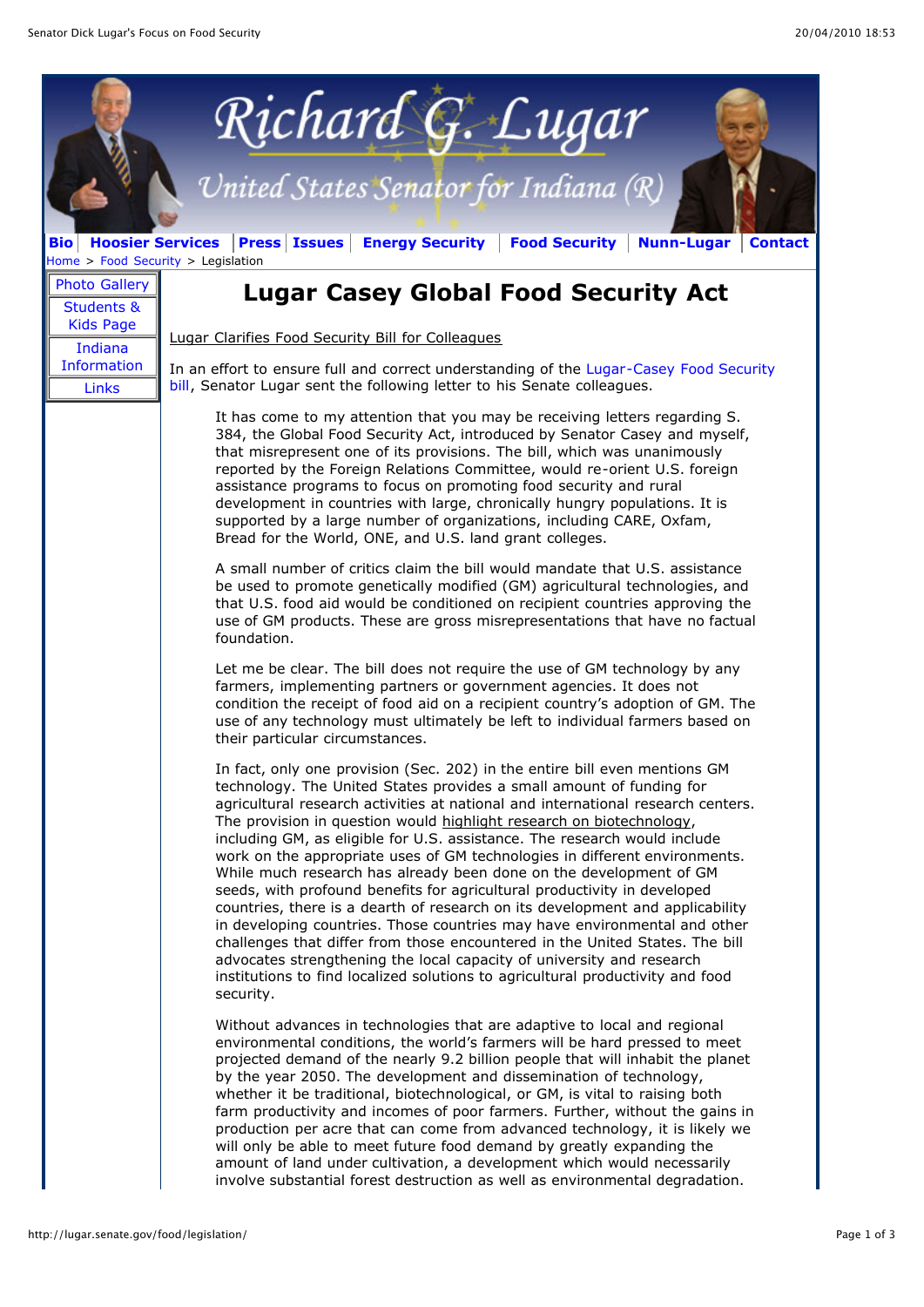Bio | Hoosier Services | Press | Issues | Energy Security | Food Security | Nunn-Lugar | Contact

Home > Food Security > Legislation

Photo Gallery
Students & Kids Page
Indiana Information
Links

# Lugar Casey Global Food Security Act

Lugar Clarifies Food Security Bill for Colleagues

In an effort to ensure full and correct understanding of the Lugar-Casey Food Security bill, Senator Lugar sent the following letter to his Senate colleagues.

> It has come to my attention that you may be receiving letters regarding S. 384, the Global Food Security Act, introduced by Senator Casey and myself, that misrepresent one of its provisions. The bill, which was unanimously reported by the Foreign Relations Committee, would re-orient U.S. foreign assistance programs to focus on promoting food security and rural development in countries with large, chronically hungry populations. It is supported by a large number of organizations, including CARE, Oxfam, Bread for the World, ONE, and U.S. land grant colleges.
>
> A small number of critics claim the bill would mandate that U.S. assistance be used to promote genetically modified (GM) agricultural technologies, and that U.S. food aid would be conditioned on recipient countries approving the use of GM products. These are gross misrepresentations that have no factual foundation.
>
> Let me be clear. The bill does not require the use of GM technology by any farmers, implementing partners or government agencies. It does not condition the receipt of food aid on a recipient country's adoption of GM. The use of any technology must ultimately be left to individual farmers based on their particular circumstances.
>
> In fact, only one provision (Sec. 202) in the entire bill even mentions GM technology. The United States provides a small amount of funding for agricultural research activities at national and international research centers. The provision in question would highlight research on biotechnology, including GM, as eligible for U.S. assistance. The research would include work on the appropriate uses of GM technologies in different environments. While much research has already been done on the development of GM seeds, with profound benefits for agricultural productivity in developed countries, there is a dearth of research on its development and applicability in developing countries. Those countries may have environmental and other challenges that differ from those encountered in the United States. The bill advocates strengthening the local capacity of university and research institutions to find localized solutions to agricultural productivity and food security.
>
> Without advances in technologies that are adaptive to local and regional environmental conditions, the world's farmers will be hard pressed to meet projected demand of the nearly 9.2 billion people that will inhabit the planet by the year 2050. The development and dissemination of technology, whether it be traditional, biotechnological, or GM, is vital to raising both farm productivity and incomes of poor farmers. Further, without the gains in production per acre that can come from advanced technology, it is likely we will only be able to meet future food demand by greatly expanding the amount of land under cultivation, a development which would necessarily involve substantial forest destruction as well as environmental degradation.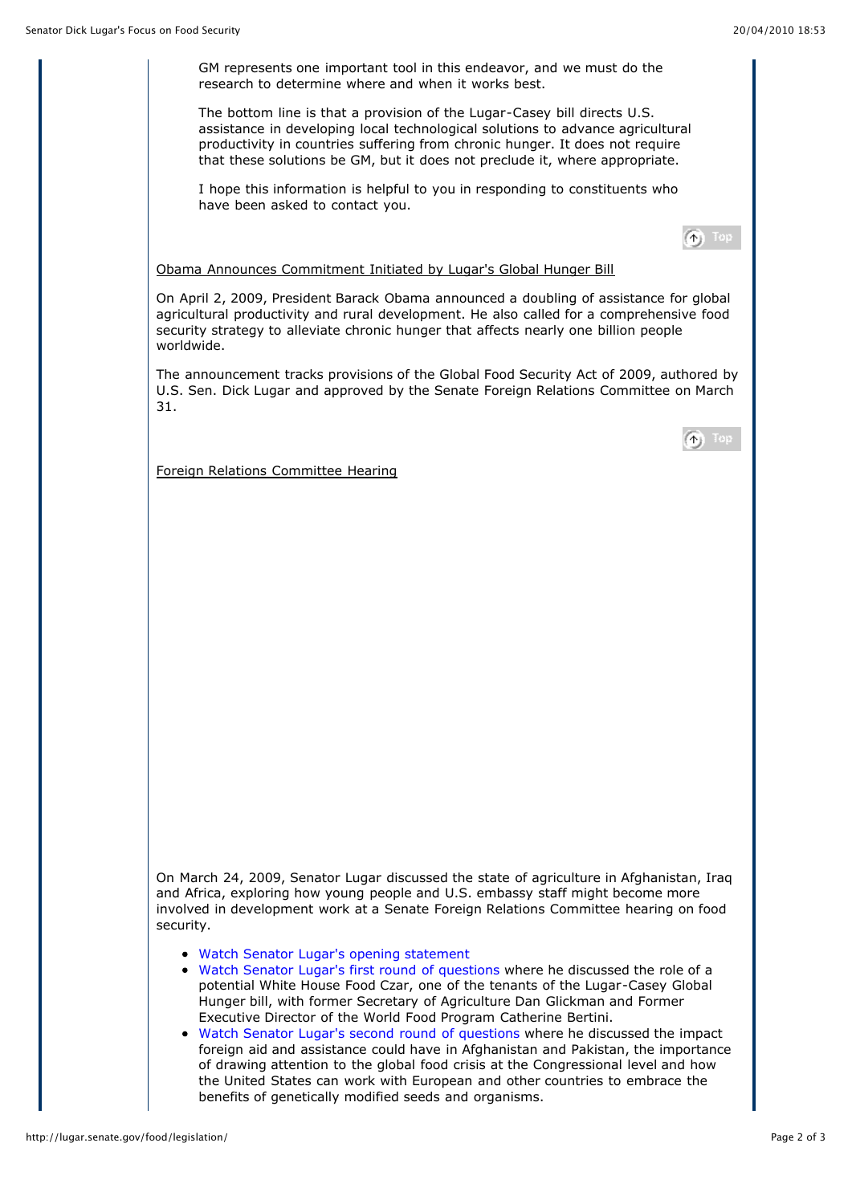GM represents one important tool in this endeavor, and we must do the research to determine where and when it works best.

The bottom line is that a provision of the Lugar-Casey bill directs U.S. assistance in developing local technological solutions to advance agricultural productivity in countries suffering from chronic hunger. It does not require that these solutions be GM, but it does not preclude it, where appropriate.

I hope this information is helpful to you in responding to constituents who have been asked to contact you.

Obama Announces Commitment Initiated by Lugar's Global Hunger Bill

On April 2, 2009, President Barack Obama announced a doubling of assistance for global agricultural productivity and rural development. He also called for a comprehensive food security strategy to alleviate chronic hunger that affects nearly one billion people worldwide.

The announcement tracks provisions of the Global Food Security Act of 2009, authored by U.S. Sen. Dick Lugar and approved by the Senate Foreign Relations Committee on March 31.

Foreign Relations Committee Hearing

On March 24, 2009, Senator Lugar discussed the state of agriculture in Afghanistan, Iraq and Africa, exploring how young people and U.S. embassy staff might become more involved in development work at a Senate Foreign Relations Committee hearing on food security.

- Watch Senator Lugar's opening statement
- Watch Senator Lugar's first round of questions where he discussed the role of a potential White House Food Czar, one of the tenants of the Lugar-Casey Global Hunger bill, with former Secretary of Agriculture Dan Glickman and Former Executive Director of the World Food Program Catherine Bertini.
- Watch Senator Lugar's second round of questions where he discussed the impact foreign aid and assistance could have in Afghanistan and Pakistan, the importance of drawing attention to the global food crisis at the Congressional level and how the United States can work with European and other countries to embrace the benefits of genetically modified seeds and organisms.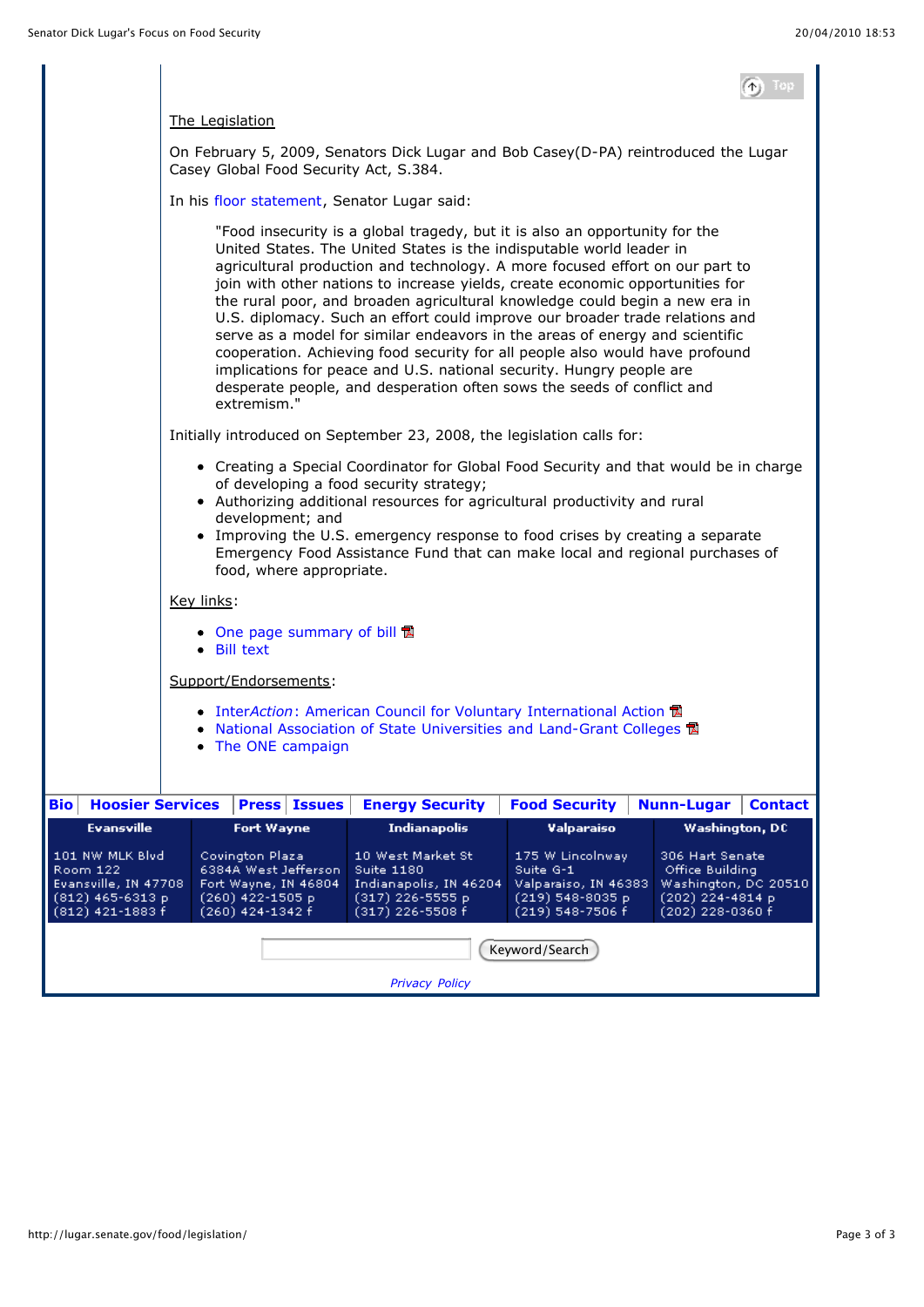Top

The Legislation

On February 5, 2009, Senators Dick Lugar and Bob Casey(D-PA) reintroduced the Lugar Casey Global Food Security Act, S.384.

In his floor statement, Senator Lugar said:

> "Food insecurity is a global tragedy, but it is also an opportunity for the United States. The United States is the indisputable world leader in agricultural production and technology. A more focused effort on our part to join with other nations to increase yields, create economic opportunities for the rural poor, and broaden agricultural knowledge could begin a new era in U.S. diplomacy. Such an effort could improve our broader trade relations and serve as a model for similar endeavors in the areas of energy and scientific cooperation. Achieving food security for all people also would have profound implications for peace and U.S. national security. Hungry people are desperate people, and desperation often sows the seeds of conflict and extremism."

Initially introduced on September 23, 2008, the legislation calls for:

- Creating a Special Coordinator for Global Food Security and that would be in charge of developing a food security strategy;
- Authorizing additional resources for agricultural productivity and rural development; and
- Improving the U.S. emergency response to food crises by creating a separate Emergency Food Assistance Fund that can make local and regional purchases of food, where appropriate.

Key links:

- One page summary of bill
- Bill text

Support/Endorsements:

- Inter*Action*: American Council for Voluntary International Action
- National Association of State Universities and Land-Grant Colleges
- The ONE campaign

**Bio** | **Hoosier Services** | **Press** | **Issues** | **Energy Security** | **Food Security** | **Nunn-Lugar** | **Contact**

| Evansville | Fort Wayne | Indianapolis | Valparaiso | Washington, DC |
|---|---|---|---|---|
| 101 NW MLK Blvd<br>Room 122<br>Evansville, IN 47708<br>(812) 465-6313 p<br>(812) 421-1883 f | Covington Plaza<br>6384A West Jefferson<br>Fort Wayne, IN 46804<br>(260) 422-1505 p<br>(260) 424-1342 f | 10 West Market St<br>Suite 1180<br>Indianapolis, IN 46204<br>(317) 226-5555 p<br>(317) 226-5508 f | 175 W Lincolnway<br>Suite G-1<br>Valparaiso, IN 46383<br>(219) 548-8035 p<br>(219) 548-7506 f | 306 Hart Senate<br>Office Building<br>Washington, DC 20510<br>(202) 224-4814 p<br>(202) 228-0360 f |

Keyword/Search

*Privacy Policy*